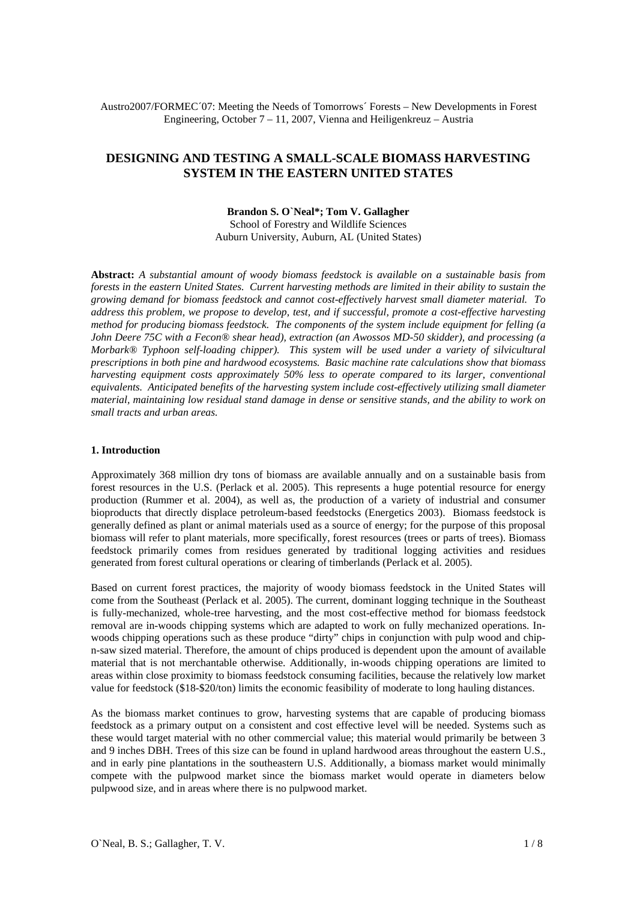Austro2007/FORMEC´07: Meeting the Needs of Tomorrows´ Forests – New Developments in Forest Engineering, October 7 – 11, 2007, Vienna and Heiligenkreuz – Austria

# DESIGNING AND TESTING A SMALL-SCALE BIOMASS HARVESTING SYSTEM IN THE EASTERN UNITED STATES

**Brandon S. O`Neal*; Tom V. Gallagher**
School of Forestry and Wildlife Sciences
Auburn University, Auburn, AL (United States)

**Abstract:** *A substantial amount of woody biomass feedstock is available on a sustainable basis from forests in the eastern United States. Current harvesting methods are limited in their ability to sustain the growing demand for biomass feedstock and cannot cost-effectively harvest small diameter material. To address this problem, we propose to develop, test, and if successful, promote a cost-effective harvesting method for producing biomass feedstock. The components of the system include equipment for felling (a John Deere 75C with a Fecon® shear head), extraction (an Awossos MD-50 skidder), and processing (a Morbark® Typhoon self-loading chipper). This system will be used under a variety of silvicultural prescriptions in both pine and hardwood ecosystems. Basic machine rate calculations show that biomass harvesting equipment costs approximately 50% less to operate compared to its larger, conventional equivalents. Anticipated benefits of the harvesting system include cost-effectively utilizing small diameter material, maintaining low residual stand damage in dense or sensitive stands, and the ability to work on small tracts and urban areas.*

## 1. Introduction

Approximately 368 million dry tons of biomass are available annually and on a sustainable basis from forest resources in the U.S. (Perlack et al. 2005). This represents a huge potential resource for energy production (Rummer et al. 2004), as well as, the production of a variety of industrial and consumer bioproducts that directly displace petroleum-based feedstocks (Energetics 2003). Biomass feedstock is generally defined as plant or animal materials used as a source of energy; for the purpose of this proposal biomass will refer to plant materials, more specifically, forest resources (trees or parts of trees). Biomass feedstock primarily comes from residues generated by traditional logging activities and residues generated from forest cultural operations or clearing of timberlands (Perlack et al. 2005).

Based on current forest practices, the majority of woody biomass feedstock in the United States will come from the Southeast (Perlack et al. 2005). The current, dominant logging technique in the Southeast is fully-mechanized, whole-tree harvesting, and the most cost-effective method for biomass feedstock removal are in-woods chipping systems which are adapted to work on fully mechanized operations. In-woods chipping operations such as these produce "dirty" chips in conjunction with pulp wood and chip-n-saw sized material. Therefore, the amount of chips produced is dependent upon the amount of available material that is not merchantable otherwise. Additionally, in-woods chipping operations are limited to areas within close proximity to biomass feedstock consuming facilities, because the relatively low market value for feedstock ($18-$20/ton) limits the economic feasibility of moderate to long hauling distances.

As the biomass market continues to grow, harvesting systems that are capable of producing biomass feedstock as a primary output on a consistent and cost effective level will be needed. Systems such as these would target material with no other commercial value; this material would primarily be between 3 and 9 inches DBH. Trees of this size can be found in upland hardwood areas throughout the eastern U.S., and in early pine plantations in the southeastern U.S. Additionally, a biomass market would minimally compete with the pulpwood market since the biomass market would operate in diameters below pulpwood size, and in areas where there is no pulpwood market.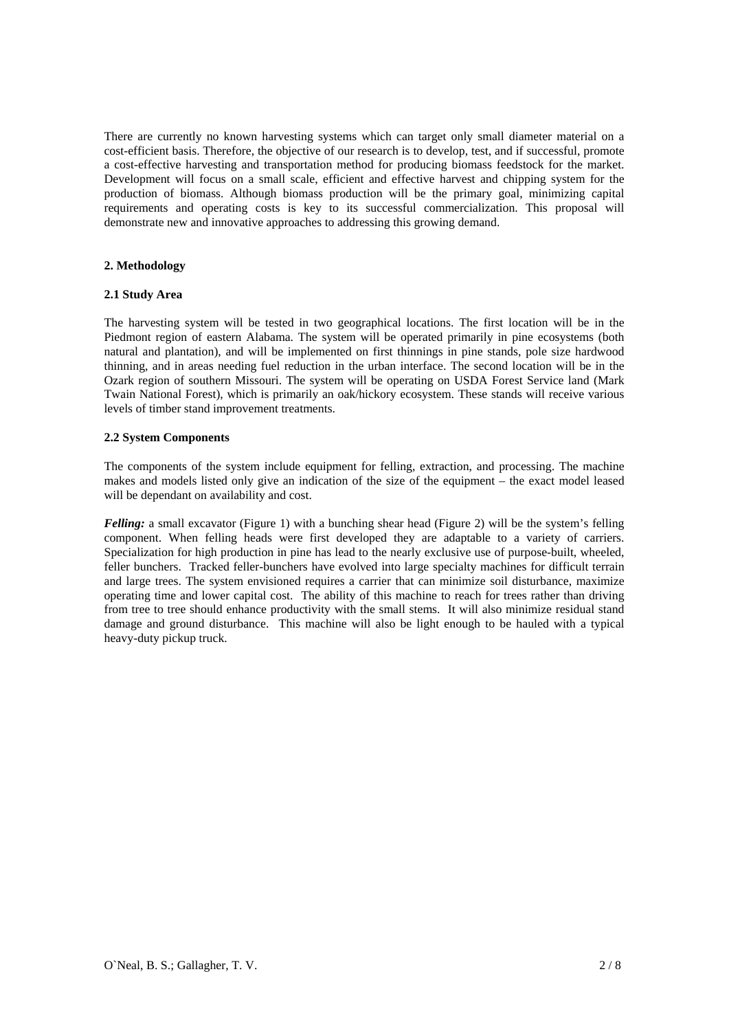There are currently no known harvesting systems which can target only small diameter material on a cost-efficient basis. Therefore, the objective of our research is to develop, test, and if successful, promote a cost-effective harvesting and transportation method for producing biomass feedstock for the market. Development will focus on a small scale, efficient and effective harvest and chipping system for the production of biomass. Although biomass production will be the primary goal, minimizing capital requirements and operating costs is key to its successful commercialization. This proposal will demonstrate new and innovative approaches to addressing this growing demand.

## 2. Methodology

### 2.1 Study Area

The harvesting system will be tested in two geographical locations. The first location will be in the Piedmont region of eastern Alabama. The system will be operated primarily in pine ecosystems (both natural and plantation), and will be implemented on first thinnings in pine stands, pole size hardwood thinning, and in areas needing fuel reduction in the urban interface. The second location will be in the Ozark region of southern Missouri. The system will be operating on USDA Forest Service land (Mark Twain National Forest), which is primarily an oak/hickory ecosystem. These stands will receive various levels of timber stand improvement treatments.

### 2.2 System Components

The components of the system include equipment for felling, extraction, and processing. The machine makes and models listed only give an indication of the size of the equipment – the exact model leased will be dependant on availability and cost.

***Felling:*** a small excavator (Figure 1) with a bunching shear head (Figure 2) will be the system's felling component. When felling heads were first developed they are adaptable to a variety of carriers. Specialization for high production in pine has lead to the nearly exclusive use of purpose-built, wheeled, feller bunchers. Tracked feller-bunchers have evolved into large specialty machines for difficult terrain and large trees. The system envisioned requires a carrier that can minimize soil disturbance, maximize operating time and lower capital cost. The ability of this machine to reach for trees rather than driving from tree to tree should enhance productivity with the small stems. It will also minimize residual stand damage and ground disturbance. This machine will also be light enough to be hauled with a typical heavy-duty pickup truck.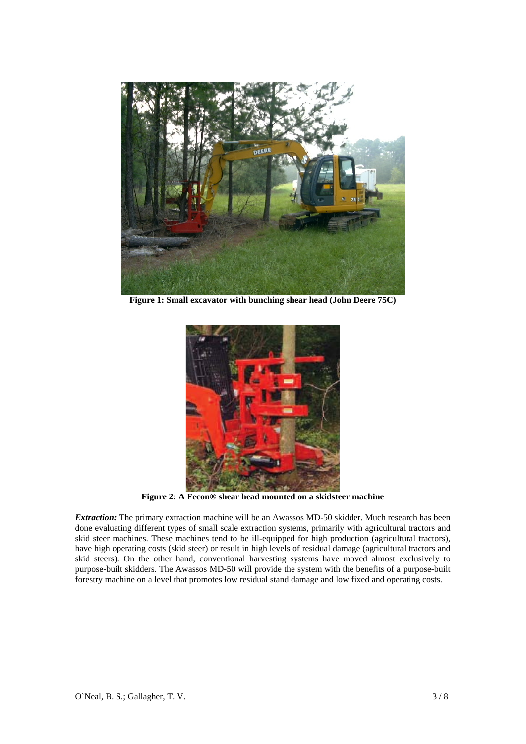**Figure 1: Small excavator with bunching shear head (John Deere 75C)**

**Figure 2: A Fecon® shear head mounted on a skidsteer machine**

***Extraction:*** The primary extraction machine will be an Awassos MD-50 skidder. Much research has been done evaluating different types of small scale extraction systems, primarily with agricultural tractors and skid steer machines. These machines tend to be ill-equipped for high production (agricultural tractors), have high operating costs (skid steer) or result in high levels of residual damage (agricultural tractors and skid steers). On the other hand, conventional harvesting systems have moved almost exclusively to purpose-built skidders. The Awassos MD-50 will provide the system with the benefits of a purpose-built forestry machine on a level that promotes low residual stand damage and low fixed and operating costs.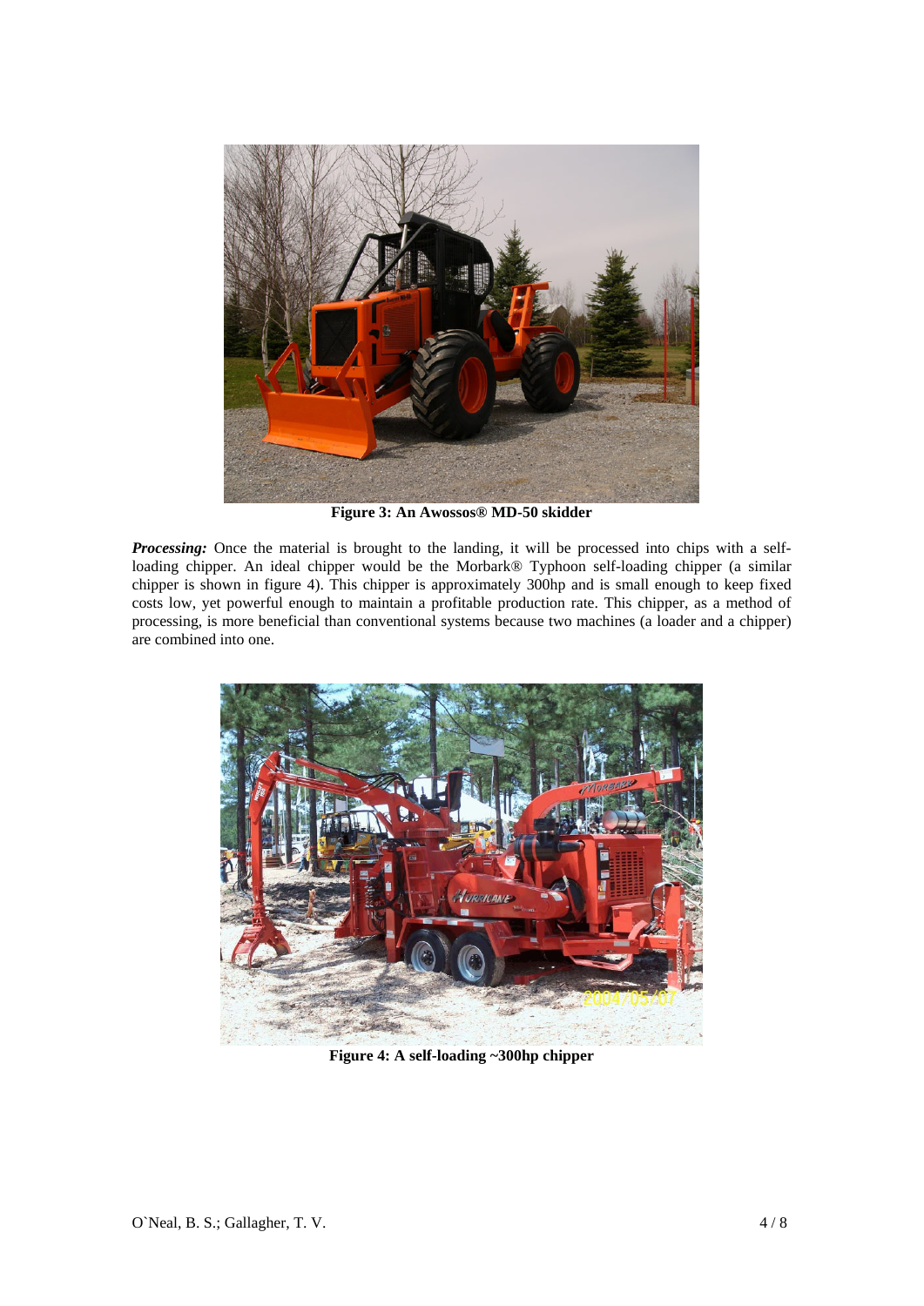Figure 3: An Awossos® MD-50 skidder

***Processing:*** Once the material is brought to the landing, it will be processed into chips with a self-loading chipper. An ideal chipper would be the Morbark® Typhoon self-loading chipper (a similar chipper is shown in figure 4). This chipper is approximately 300hp and is small enough to keep fixed costs low, yet powerful enough to maintain a profitable production rate. This chipper, as a method of processing, is more beneficial than conventional systems because two machines (a loader and a chipper) are combined into one.

Figure 4: A self-loading ~300hp chipper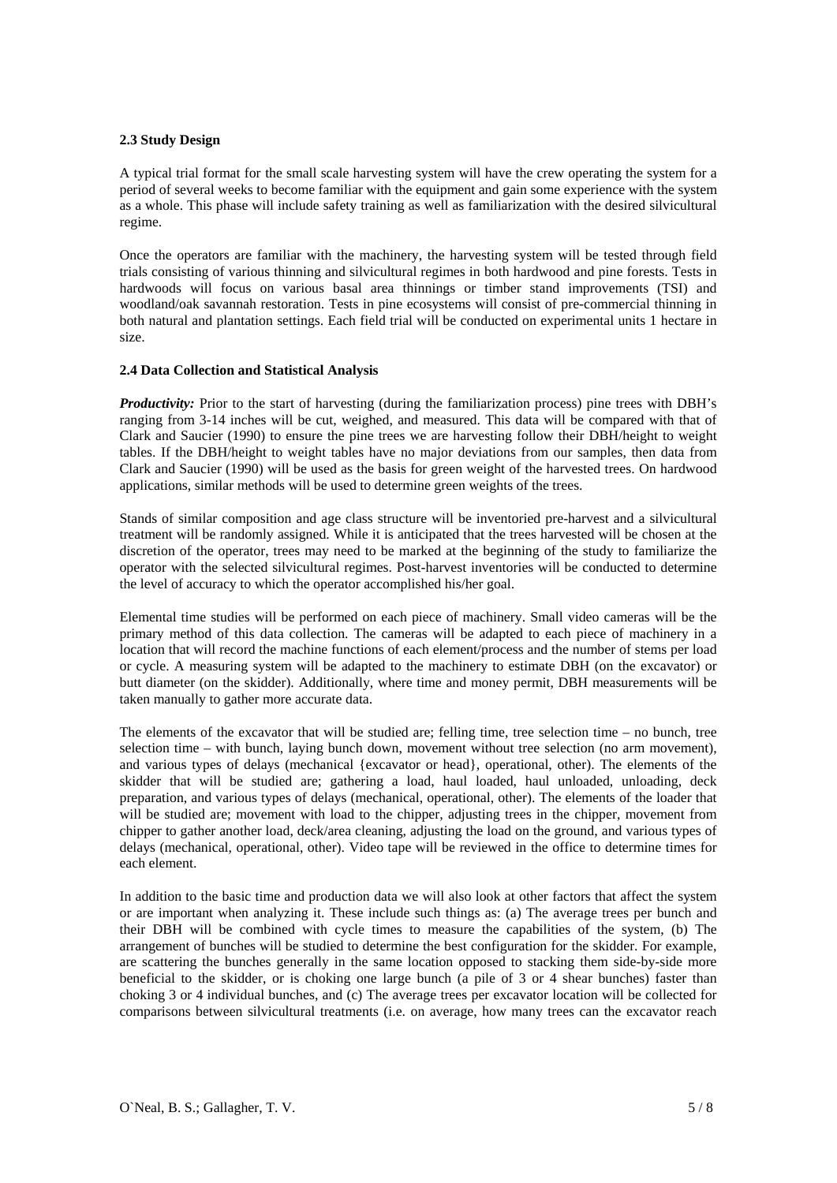### 2.3 Study Design

A typical trial format for the small scale harvesting system will have the crew operating the system for a period of several weeks to become familiar with the equipment and gain some experience with the system as a whole. This phase will include safety training as well as familiarization with the desired silvicultural regime.

Once the operators are familiar with the machinery, the harvesting system will be tested through field trials consisting of various thinning and silvicultural regimes in both hardwood and pine forests. Tests in hardwoods will focus on various basal area thinnings or timber stand improvements (TSI) and woodland/oak savannah restoration. Tests in pine ecosystems will consist of pre-commercial thinning in both natural and plantation settings. Each field trial will be conducted on experimental units 1 hectare in size.

### 2.4 Data Collection and Statistical Analysis

***Productivity:*** Prior to the start of harvesting (during the familiarization process) pine trees with DBH's ranging from 3-14 inches will be cut, weighed, and measured. This data will be compared with that of Clark and Saucier (1990) to ensure the pine trees we are harvesting follow their DBH/height to weight tables. If the DBH/height to weight tables have no major deviations from our samples, then data from Clark and Saucier (1990) will be used as the basis for green weight of the harvested trees. On hardwood applications, similar methods will be used to determine green weights of the trees.

Stands of similar composition and age class structure will be inventoried pre-harvest and a silvicultural treatment will be randomly assigned. While it is anticipated that the trees harvested will be chosen at the discretion of the operator, trees may need to be marked at the beginning of the study to familiarize the operator with the selected silvicultural regimes. Post-harvest inventories will be conducted to determine the level of accuracy to which the operator accomplished his/her goal.

Elemental time studies will be performed on each piece of machinery. Small video cameras will be the primary method of this data collection. The cameras will be adapted to each piece of machinery in a location that will record the machine functions of each element/process and the number of stems per load or cycle. A measuring system will be adapted to the machinery to estimate DBH (on the excavator) or butt diameter (on the skidder). Additionally, where time and money permit, DBH measurements will be taken manually to gather more accurate data.

The elements of the excavator that will be studied are; felling time, tree selection time – no bunch, tree selection time – with bunch, laying bunch down, movement without tree selection (no arm movement), and various types of delays (mechanical {excavator or head}, operational, other). The elements of the skidder that will be studied are; gathering a load, haul loaded, haul unloaded, unloading, deck preparation, and various types of delays (mechanical, operational, other). The elements of the loader that will be studied are; movement with load to the chipper, adjusting trees in the chipper, movement from chipper to gather another load, deck/area cleaning, adjusting the load on the ground, and various types of delays (mechanical, operational, other). Video tape will be reviewed in the office to determine times for each element.

In addition to the basic time and production data we will also look at other factors that affect the system or are important when analyzing it. These include such things as: (a) The average trees per bunch and their DBH will be combined with cycle times to measure the capabilities of the system, (b) The arrangement of bunches will be studied to determine the best configuration for the skidder. For example, are scattering the bunches generally in the same location opposed to stacking them side-by-side more beneficial to the skidder, or is choking one large bunch (a pile of 3 or 4 shear bunches) faster than choking 3 or 4 individual bunches, and (c) The average trees per excavator location will be collected for comparisons between silvicultural treatments (i.e. on average, how many trees can the excavator reach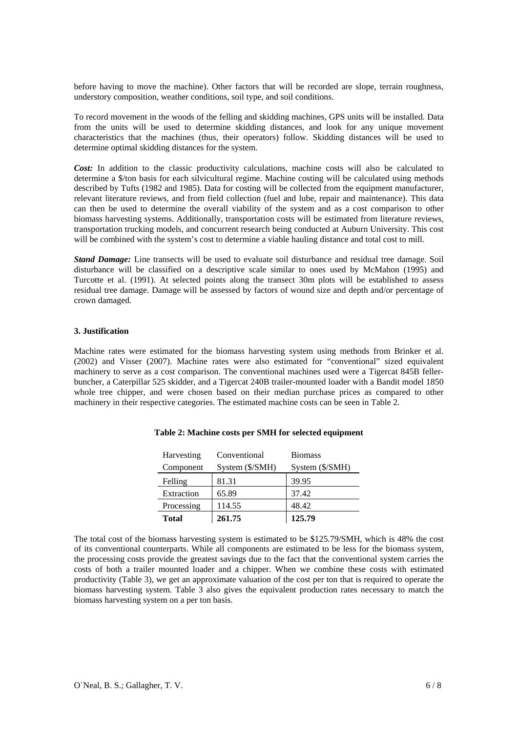before having to move the machine). Other factors that will be recorded are slope, terrain roughness, understory composition, weather conditions, soil type, and soil conditions.

To record movement in the woods of the felling and skidding machines, GPS units will be installed. Data from the units will be used to determine skidding distances, and look for any unique movement characteristics that the machines (thus, their operators) follow. Skidding distances will be used to determine optimal skidding distances for the system.

***Cost:*** In addition to the classic productivity calculations, machine costs will also be calculated to determine a $/ton basis for each silvicultural regime. Machine costing will be calculated using methods described by Tufts (1982 and 1985). Data for costing will be collected from the equipment manufacturer, relevant literature reviews, and from field collection (fuel and lube, repair and maintenance). This data can then be used to determine the overall viability of the system and as a cost comparison to other biomass harvesting systems. Additionally, transportation costs will be estimated from literature reviews, transportation trucking models, and concurrent research being conducted at Auburn University. This cost will be combined with the system's cost to determine a viable hauling distance and total cost to mill.

***Stand Damage:*** Line transects will be used to evaluate soil disturbance and residual tree damage. Soil disturbance will be classified on a descriptive scale similar to ones used by McMahon (1995) and Turcotte et al. (1991). At selected points along the transect 30m plots will be established to assess residual tree damage. Damage will be assessed by factors of wound size and depth and/or percentage of crown damaged.

### 3. Justification

Machine rates were estimated for the biomass harvesting system using methods from Brinker et al. (2002) and Visser (2007). Machine rates were also estimated for "conventional" sized equivalent machinery to serve as a cost comparison. The conventional machines used were a Tigercat 845B feller-buncher, a Caterpillar 525 skidder, and a Tigercat 240B trailer-mounted loader with a Bandit model 1850 whole tree chipper, and were chosen based on their median purchase prices as compared to other machinery in their respective categories. The estimated machine costs can be seen in Table 2.

**Table 2: Machine costs per SMH for selected equipment**

| Harvesting Component | Conventional System ($/SMH) | Biomass System ($/SMH) |
|---|---|---|
| Felling | 81.31 | 39.95 |
| Extraction | 65.89 | 37.42 |
| Processing | 114.55 | 48.42 |
| **Total** | **261.75** | **125.79** |

The total cost of the biomass harvesting system is estimated to be $125.79/SMH, which is 48% the cost of its conventional counterparts. While all components are estimated to be less for the biomass system, the processing costs provide the greatest savings due to the fact that the conventional system carries the costs of both a trailer mounted loader and a chipper. When we combine these costs with estimated productivity (Table 3), we get an approximate valuation of the cost per ton that is required to operate the biomass harvesting system. Table 3 also gives the equivalent production rates necessary to match the biomass harvesting system on a per ton basis.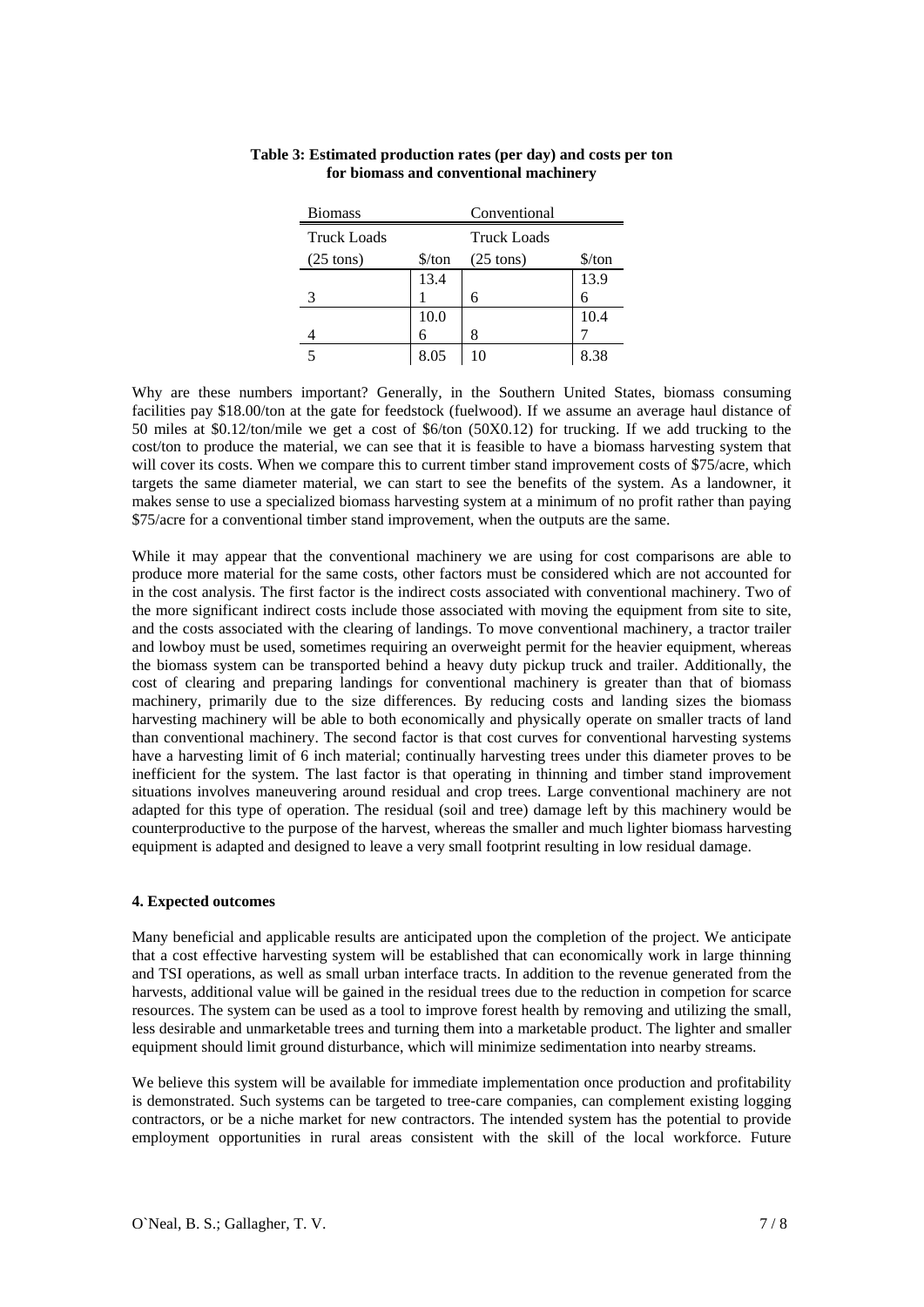**Table 3: Estimated production rates (per day) and costs per ton for biomass and conventional machinery**

| Biomass | | Conventional | |
|---|---|---|---|
| Truck Loads (25 tons) | $/ton | Truck Loads (25 tons) | $/ton |
| 3 | 13.41 | 6 | 13.96 |
| 4 | 10.06 | 8 | 10.47 |
| 5 | 8.05 | 10 | 8.38 |

Why are these numbers important? Generally, in the Southern United States, biomass consuming facilities pay $18.00/ton at the gate for feedstock (fuelwood). If we assume an average haul distance of 50 miles at $0.12/ton/mile we get a cost of $6/ton (50X0.12) for trucking. If we add trucking to the cost/ton to produce the material, we can see that it is feasible to have a biomass harvesting system that will cover its costs. When we compare this to current timber stand improvement costs of $75/acre, which targets the same diameter material, we can start to see the benefits of the system. As a landowner, it makes sense to use a specialized biomass harvesting system at a minimum of no profit rather than paying $75/acre for a conventional timber stand improvement, when the outputs are the same.

While it may appear that the conventional machinery we are using for cost comparisons are able to produce more material for the same costs, other factors must be considered which are not accounted for in the cost analysis. The first factor is the indirect costs associated with conventional machinery. Two of the more significant indirect costs include those associated with moving the equipment from site to site, and the costs associated with the clearing of landings. To move conventional machinery, a tractor trailer and lowboy must be used, sometimes requiring an overweight permit for the heavier equipment, whereas the biomass system can be transported behind a heavy duty pickup truck and trailer. Additionally, the cost of clearing and preparing landings for conventional machinery is greater than that of biomass machinery, primarily due to the size differences. By reducing costs and landing sizes the biomass harvesting machinery will be able to both economically and physically operate on smaller tracts of land than conventional machinery. The second factor is that cost curves for conventional harvesting systems have a harvesting limit of 6 inch material; continually harvesting trees under this diameter proves to be inefficient for the system. The last factor is that operating in thinning and timber stand improvement situations involves maneuvering around residual and crop trees. Large conventional machinery are not adapted for this type of operation. The residual (soil and tree) damage left by this machinery would be counterproductive to the purpose of the harvest, whereas the smaller and much lighter biomass harvesting equipment is adapted and designed to leave a very small footprint resulting in low residual damage.

## 4. Expected outcomes

Many beneficial and applicable results are anticipated upon the completion of the project. We anticipate that a cost effective harvesting system will be established that can economically work in large thinning and TSI operations, as well as small urban interface tracts. In addition to the revenue generated from the harvests, additional value will be gained in the residual trees due to the reduction in competion for scarce resources. The system can be used as a tool to improve forest health by removing and utilizing the small, less desirable and unmarketable trees and turning them into a marketable product. The lighter and smaller equipment should limit ground disturbance, which will minimize sedimentation into nearby streams.

We believe this system will be available for immediate implementation once production and profitability is demonstrated. Such systems can be targeted to tree-care companies, can complement existing logging contractors, or be a niche market for new contractors. The intended system has the potential to provide employment opportunities in rural areas consistent with the skill of the local workforce. Future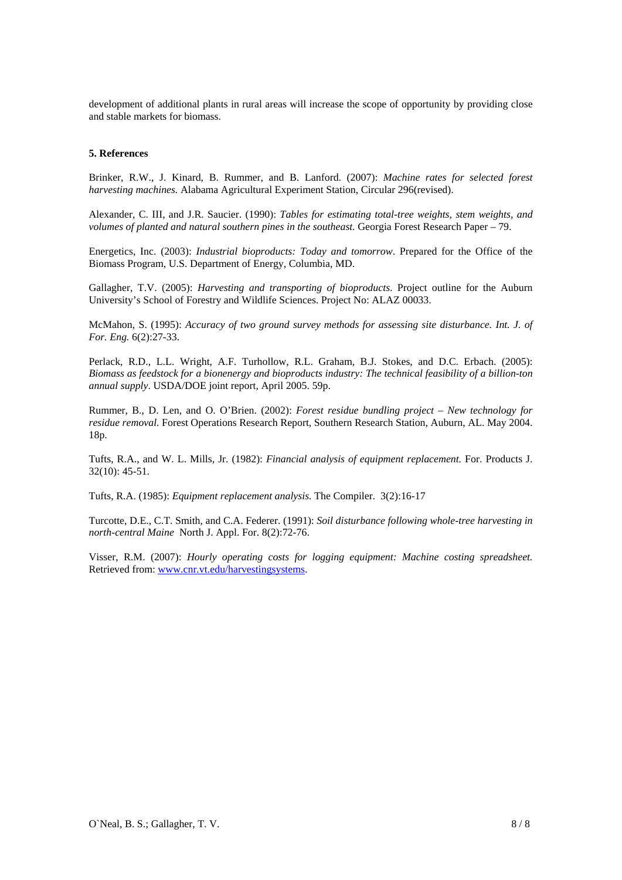development of additional plants in rural areas will increase the scope of opportunity by providing close and stable markets for biomass.

### 5. References

Brinker, R.W., J. Kinard, B. Rummer, and B. Lanford. (2007): *Machine rates for selected forest harvesting machines.* Alabama Agricultural Experiment Station, Circular 296(revised).

Alexander, C. III, and J.R. Saucier. (1990): *Tables for estimating total-tree weights, stem weights, and volumes of planted and natural southern pines in the southeast.* Georgia Forest Research Paper – 79.

Energetics, Inc. (2003): *Industrial bioproducts: Today and tomorrow*. Prepared for the Office of the Biomass Program, U.S. Department of Energy, Columbia, MD.

Gallagher, T.V. (2005): *Harvesting and transporting of bioproducts.* Project outline for the Auburn University's School of Forestry and Wildlife Sciences. Project No: ALAZ 00033.

McMahon, S. (1995): *Accuracy of two ground survey methods for assessing site disturbance. Int. J. of For. Eng.* 6(2):27-33.

Perlack, R.D., L.L. Wright, A.F. Turhollow, R.L. Graham, B.J. Stokes, and D.C. Erbach. (2005): *Biomass as feedstock for a bionenergy and bioproducts industry: The technical feasibility of a billion-ton annual supply*. USDA/DOE joint report, April 2005. 59p.

Rummer, B., D. Len, and O. O'Brien. (2002): *Forest residue bundling project – New technology for residue removal.* Forest Operations Research Report, Southern Research Station, Auburn, AL. May 2004. 18p.

Tufts, R.A., and W. L. Mills, Jr. (1982): *Financial analysis of equipment replacement.* For. Products J. 32(10): 45-51.

Tufts, R.A. (1985): *Equipment replacement analysis.* The Compiler. 3(2):16-17

Turcotte, D.E., C.T. Smith, and C.A. Federer. (1991): *Soil disturbance following whole-tree harvesting in north-central Maine* North J. Appl. For. 8(2):72-76.

Visser, R.M. (2007): *Hourly operating costs for logging equipment: Machine costing spreadsheet.* Retrieved from: www.cnr.vt.edu/harvestingsystems.